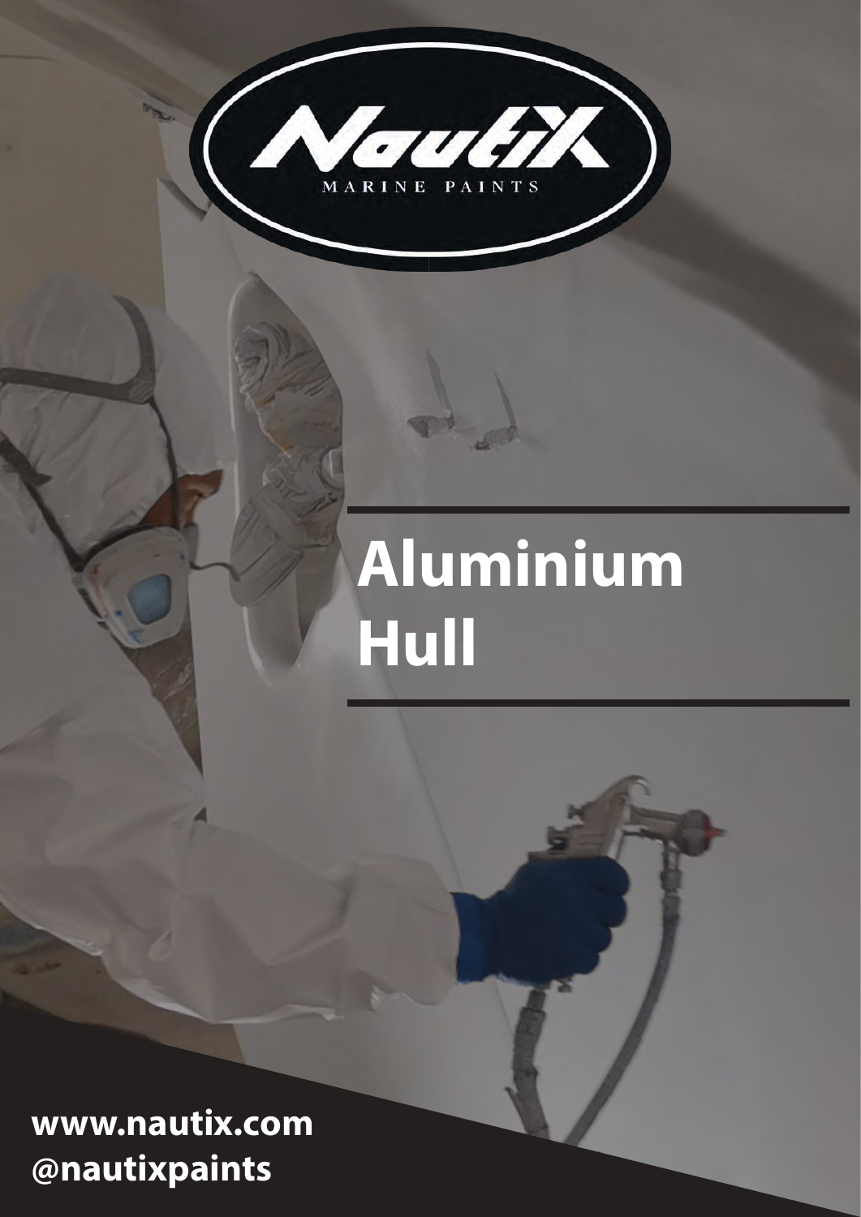Nautix

MARINE PAINTS

# Aluminium Hull

**www.nautix.com**
**@nautixpaints**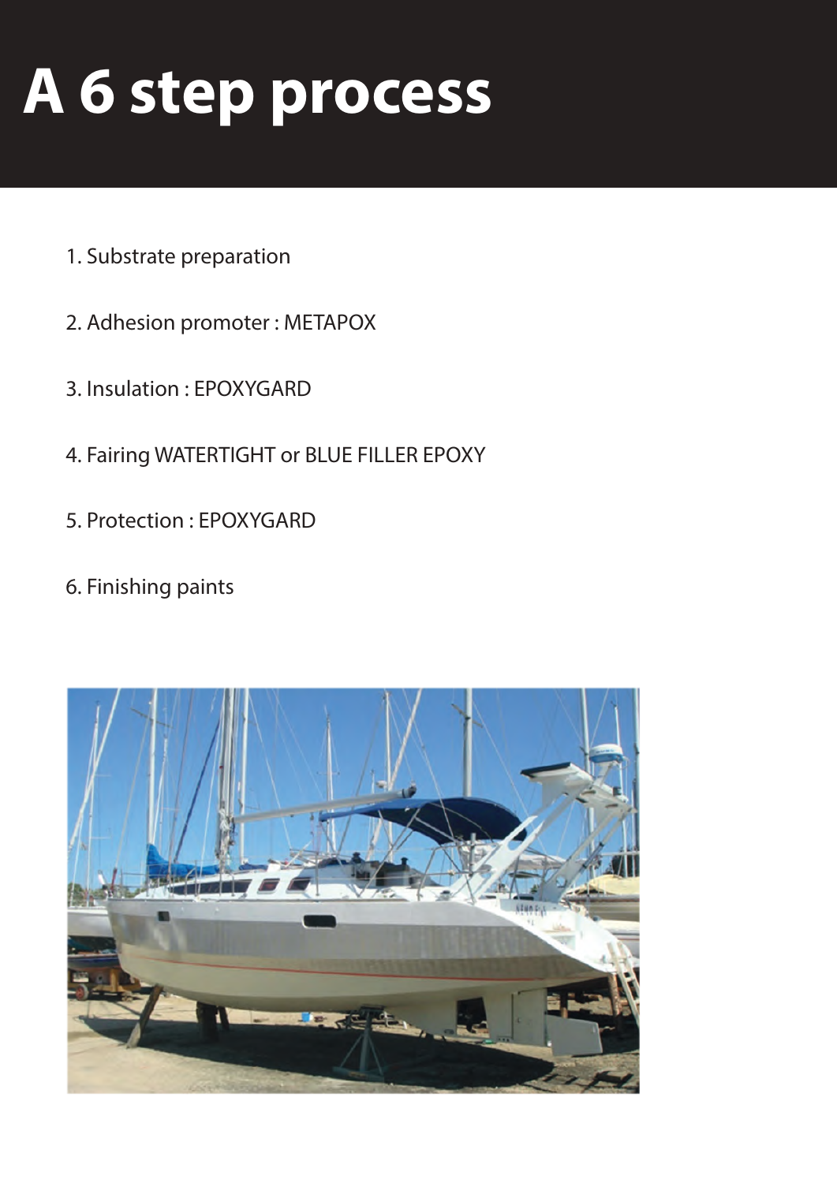# A 6 step process

1. Substrate preparation
2. Adhesion promoter : METAPOX
3. Insulation : EPOXYGARD
4. Fairing WATERTIGHT or BLUE FILLER EPOXY
5. Protection : EPOXYGARD
6. Finishing paints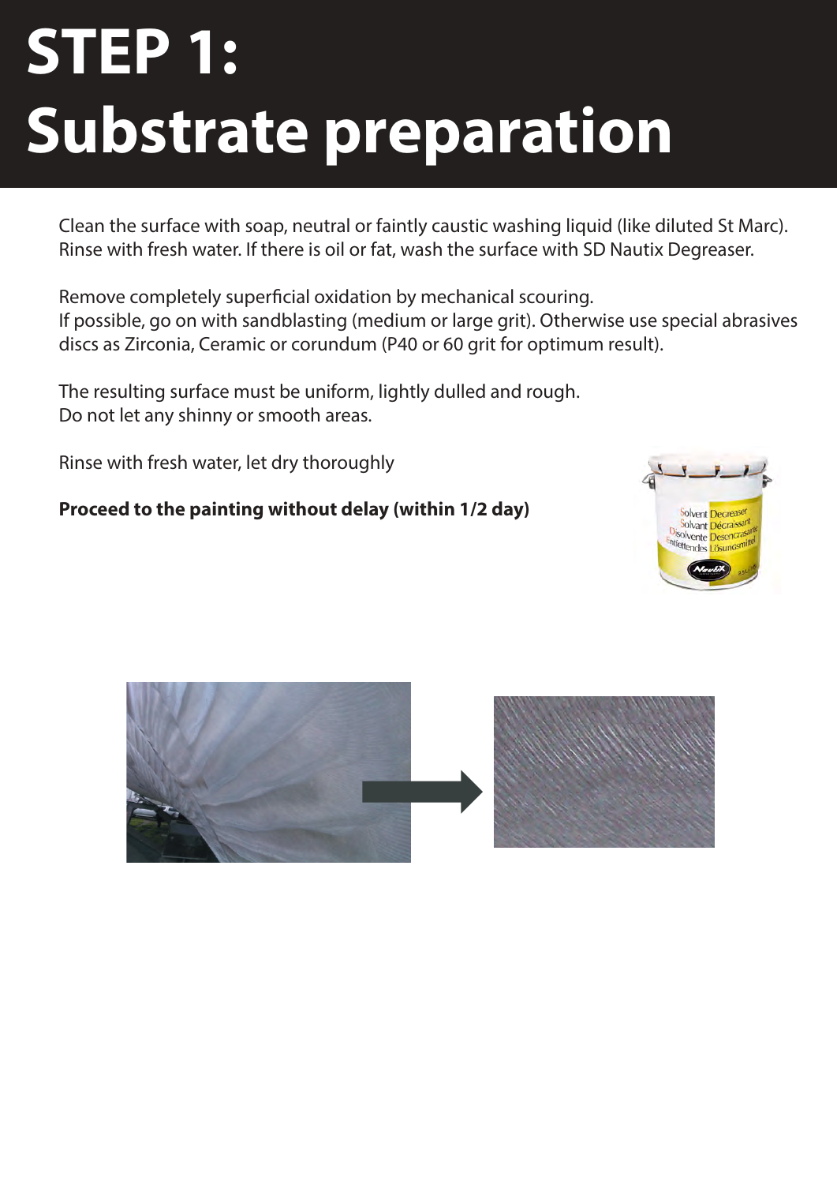# STEP 1: Substrate preparation

Clean the surface with soap, neutral or faintly caustic washing liquid (like diluted St Marc). Rinse with fresh water. If there is oil or fat, wash the surface with SD Nautix Degreaser.

Remove completely superficial oxidation by mechanical scouring.
If possible, go on with sandblasting (medium or large grit). Otherwise use special abrasives discs as Zirconia, Ceramic or corundum (P40 or 60 grit for optimum result).

The resulting surface must be uniform, lightly dulled and rough.
Do not let any shinny or smooth areas.

Rinse with fresh water, let dry thoroughly

**Proceed to the painting without delay (within 1/2 day)**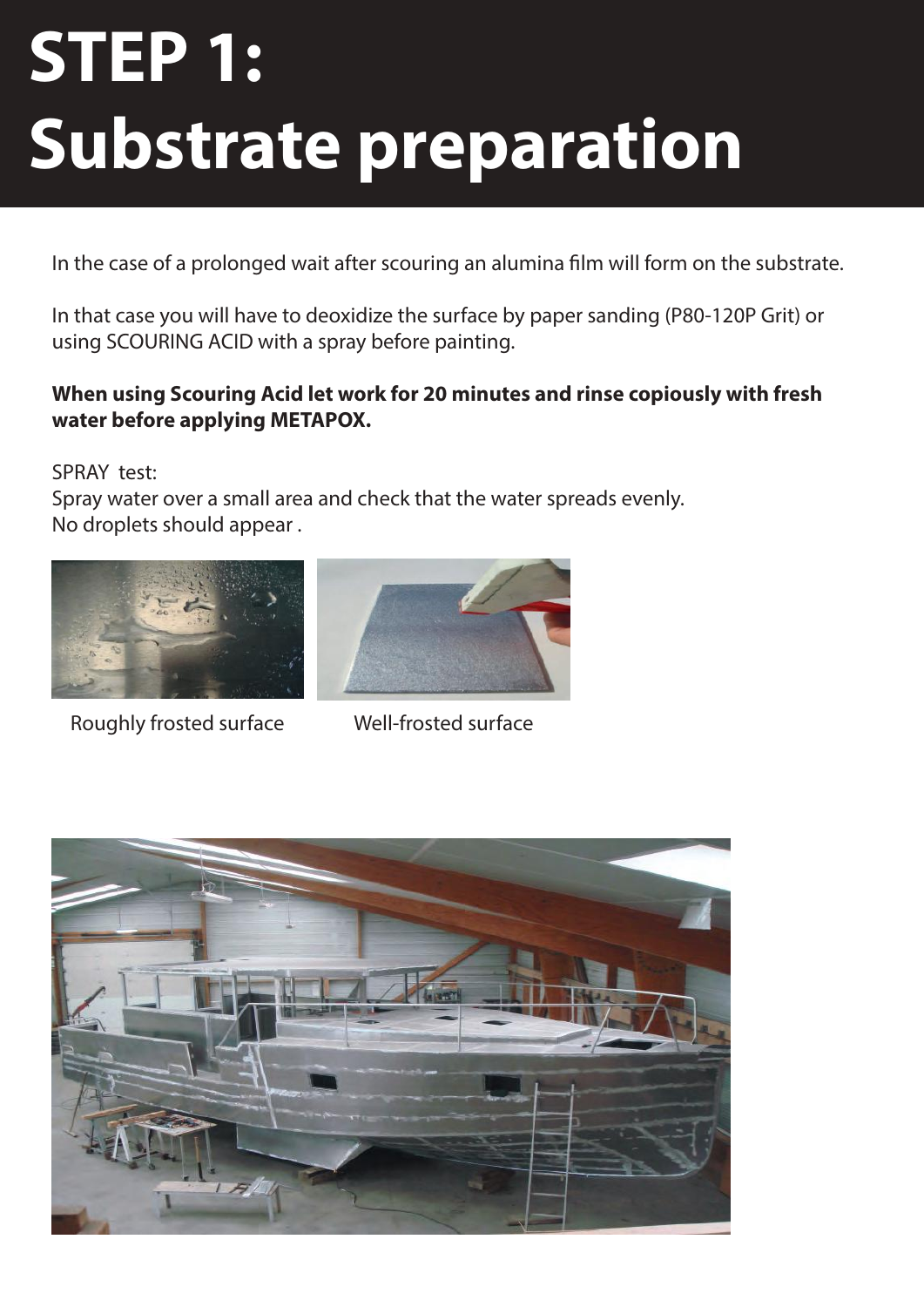# STEP 1: Substrate preparation

In the case of a prolonged wait after scouring an alumina film will form on the substrate.

In that case you will have to deoxidize the surface by paper sanding (P80-120P Grit) or using SCOURING ACID with a spray before painting.

**When using Scouring Acid let work for 20 minutes and rinse copiously with fresh water before applying METAPOX.**

SPRAY test:
Spray water over a small area and check that the water spreads evenly.
No droplets should appear .

Roughly frosted surface

Well-frosted surface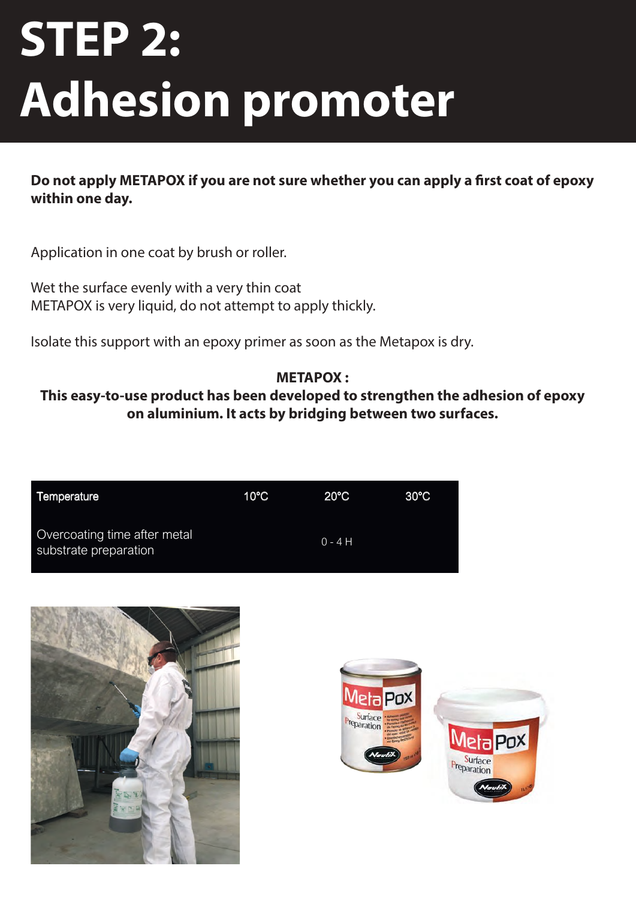# STEP 2: Adhesion promoter

**Do not apply METAPOX if you are not sure whether you can apply a first coat of epoxy within one day.**

Application in one coat by brush or roller.

Wet the surface evenly with a very thin coat
METAPOX is very liquid, do not attempt to apply thickly.

Isolate this support with an epoxy primer as soon as the Metapox is dry.

**METAPOX :**
**This easy-to-use product has been developed to strengthen the adhesion of epoxy on aluminium. It acts by bridging between two surfaces.**

| Temperature | 10°C | 20°C | 30°C |
|---|---|---|---|
| Overcoating time after metal substrate preparation | | 0 - 4 H | |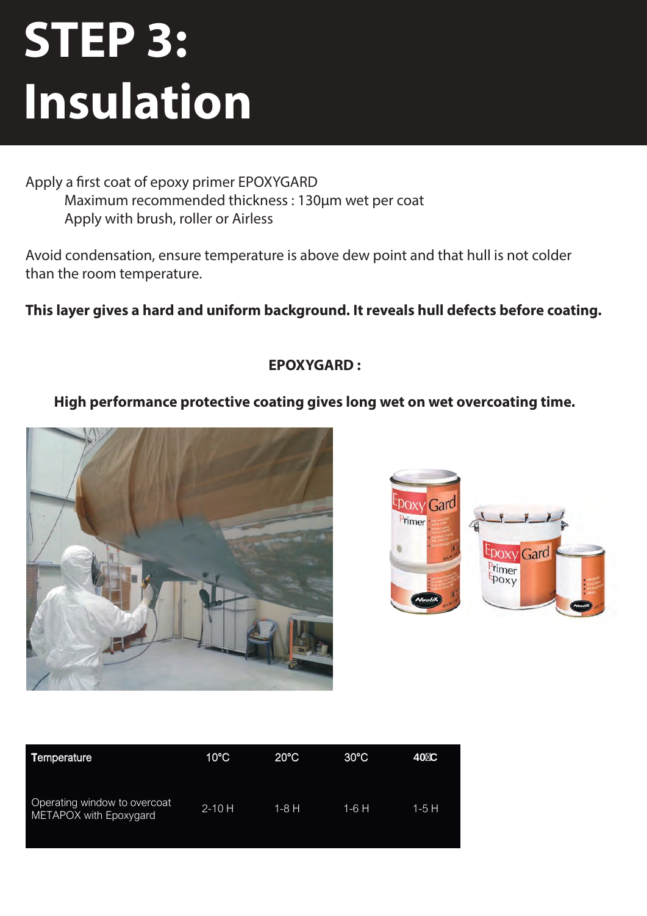# STEP 3: Insulation

Apply a first coat of epoxy primer EPOXYGARD

Maximum recommended thickness : 130µm wet per coat

Apply with brush, roller or Airless

Avoid condensation, ensure temperature is above dew point and that hull is not colder than the room temperature.

**This layer gives a hard and uniform background. It reveals hull defects before coating.**

**EPOXYGARD :**

**High performance protective coating gives long wet on wet overcoating time.**

| Temperature | 10°C | 20°C | 30°C | 40°C |
|---|---|---|---|---|
| Operating window to overcoat METAPOX with Epoxygard | 2-10 H | 1-8 H | 1-6 H | 1-5 H |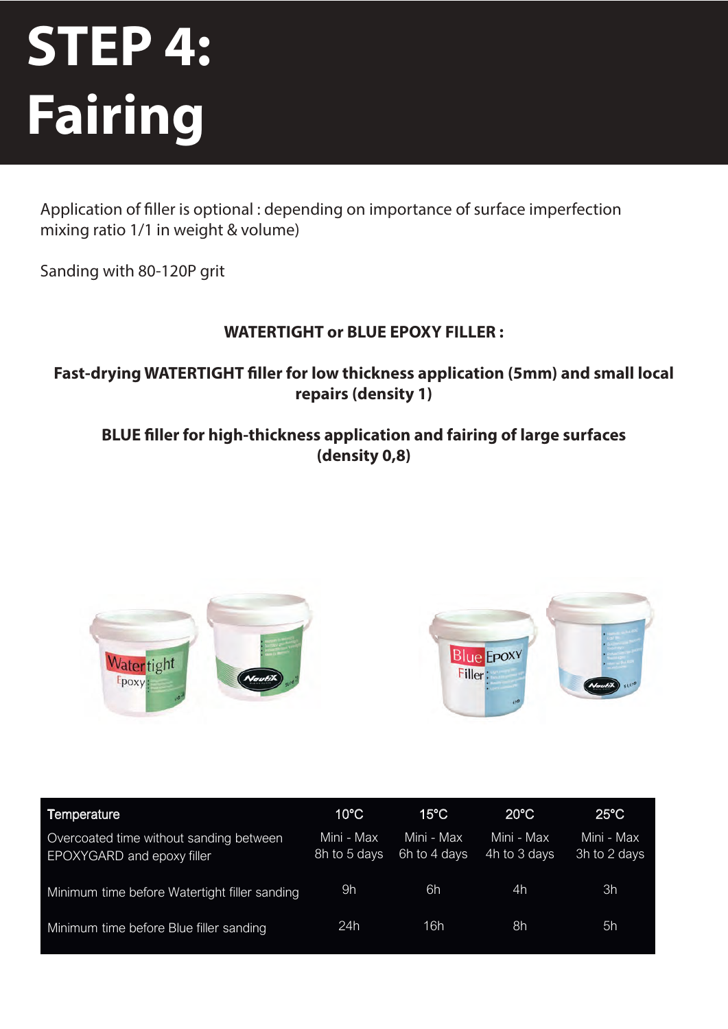# STEP 4: Fairing

Application of filler is optional : depending on importance of surface imperfection mixing ratio 1/1 in weight & volume)

Sanding with 80-120P grit

**WATERTIGHT or BLUE EPOXY FILLER :**

**Fast-drying WATERTIGHT filler for low thickness application (5mm) and small local repairs (density 1)**

**BLUE filler for high-thickness application and fairing of large surfaces (density 0,8)**

| Temperature | 10°C | 15°C | 20°C | 25°C |
|---|---|---|---|---|
| Overcoated time without sanding between EPOXYGARD and epoxy filler | Mini - Max 8h to 5 days | Mini - Max 6h to 4 days | Mini - Max 4h to 3 days | Mini - Max 3h to 2 days |
| Minimum time before Watertight filler sanding | 9h | 6h | 4h | 3h |
| Minimum time before Blue filler sanding | 24h | 16h | 8h | 5h |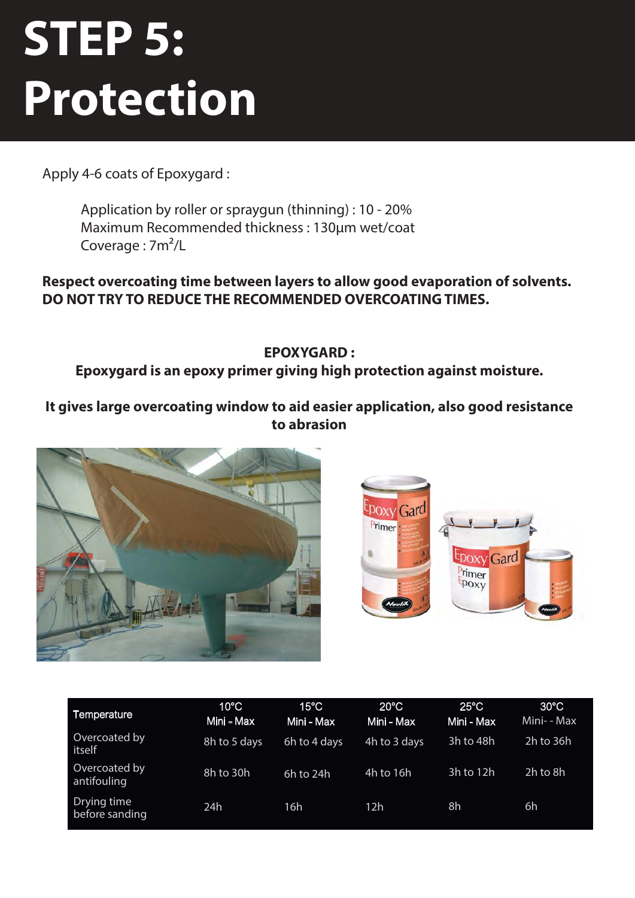# STEP 5: Protection

Apply 4-6 coats of Epoxygard :

Application by roller or spraygun (thinning) : 10 - 20%
Maximum Recommended thickness : 130µm wet/coat
Coverage : 7m²/L

**Respect overcoating time between layers to allow good evaporation of solvents.**
**DO NOT TRY TO REDUCE THE RECOMMENDED OVERCOATING TIMES.**

**EPOXYGARD :**
**Epoxygard is an epoxy primer giving high protection against moisture.**

**It gives large overcoating window to aid easier application, also good resistance to abrasion**

| Temperature | 10°C Mini - Max | 15°C Mini - Max | 20°C Mini - Max | 25°C Mini - Max | 30°C Mini- - Max |
|---|---|---|---|---|---|
| Overcoated by itself | 8h to 5 days | 6h to 4 days | 4h to 3 days | 3h to 48h | 2h to 36h |
| Overcoated by antifouling | 8h to 30h | 6h to 24h | 4h to 16h | 3h to 12h | 2h to 8h |
| Drying time before sanding | 24h | 16h | 12h | 8h | 6h |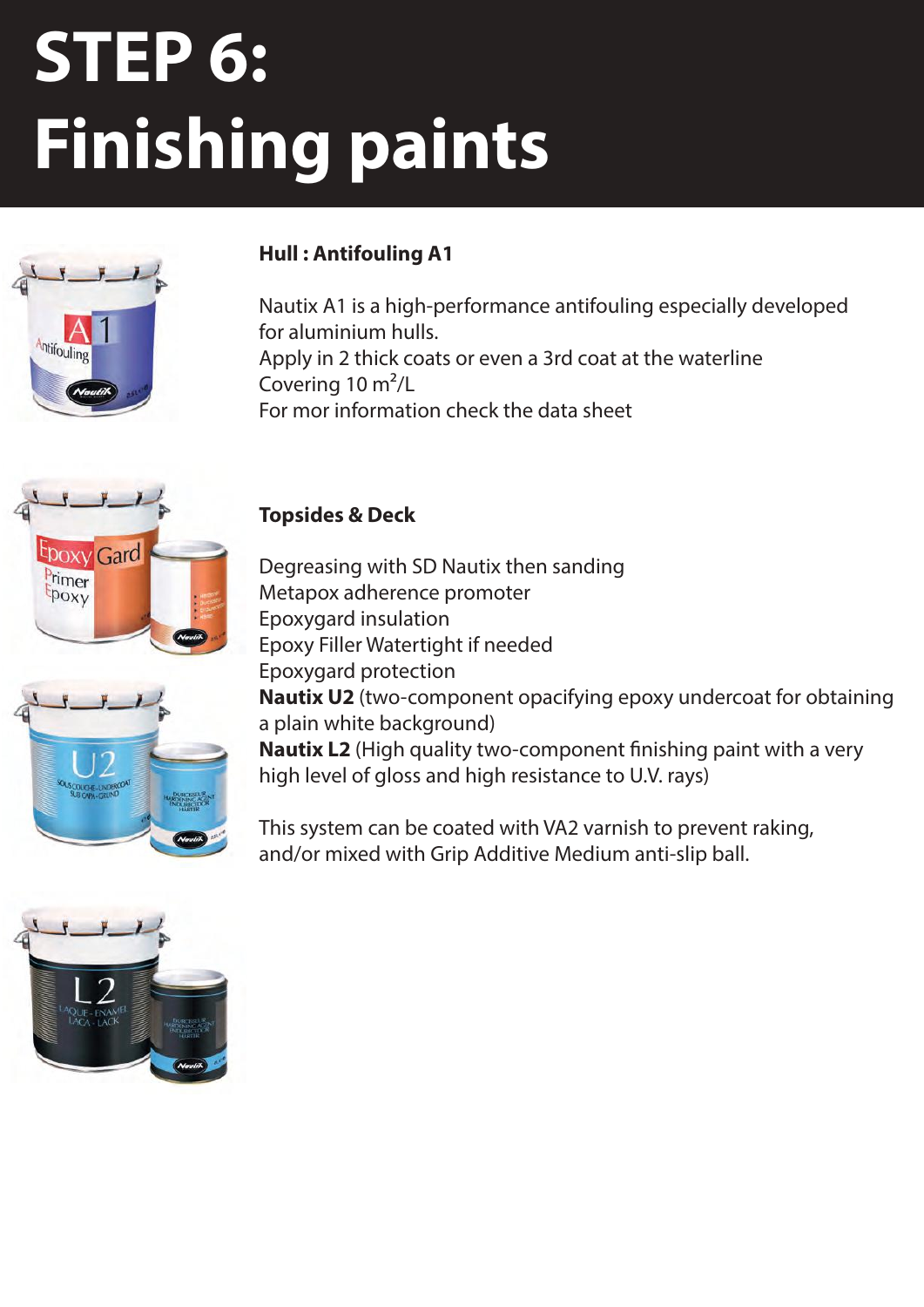# STEP 6: Finishing paints

**Hull : Antifouling A1**

Nautix A1 is a high-performance antifouling especially developed for aluminium hulls.
Apply in 2 thick coats or even a 3rd coat at the waterline
Covering 10 m²/L
For mor information check the data sheet

**Topsides & Deck**

Degreasing with SD Nautix then sanding
Metapox adherence promoter
Epoxygard insulation
Epoxy Filler Watertight if needed
Epoxygard protection
**Nautix U2** (two-component opacifying epoxy undercoat for obtaining a plain white background)
**Nautix L2** (High quality two-component finishing paint with a very high level of gloss and high resistance to U.V. rays)

This system can be coated with VA2 varnish to prevent raking, and/or mixed with Grip Additive Medium anti-slip ball.